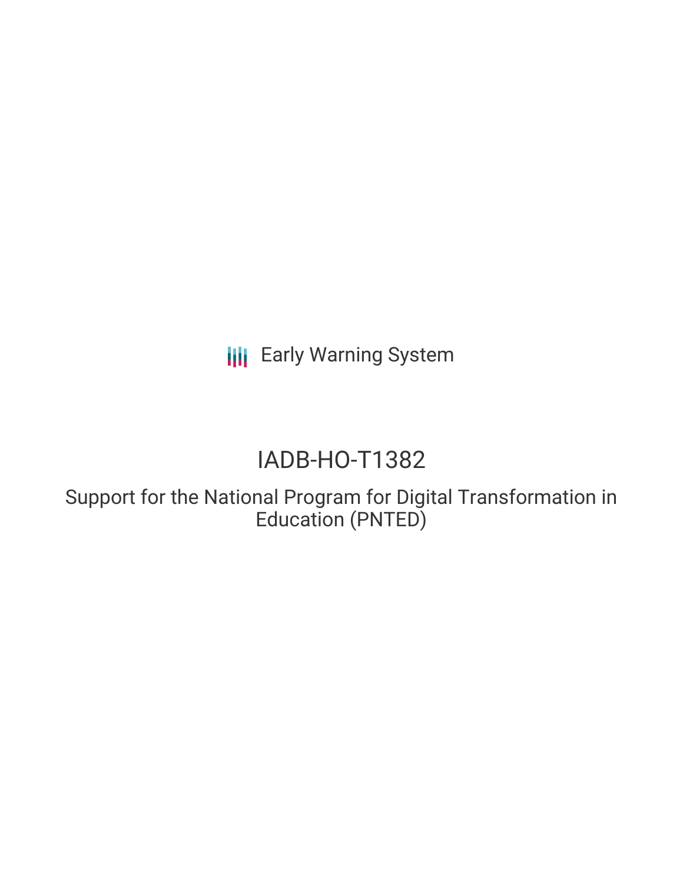Early Warning System

# IADB-HO-T1382

## Support for the National Program for Digital Transformation in Education (PNTED)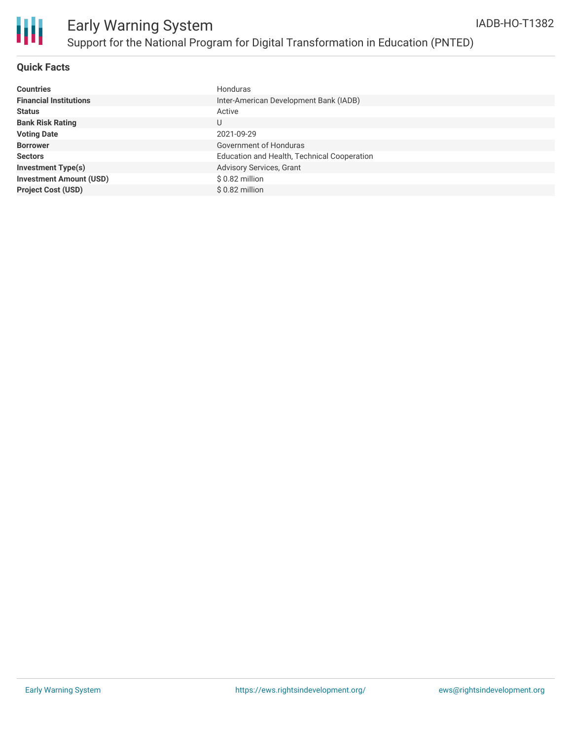# Early Warning System

## Support for the National Program for Digital Transformation in Education (PNTED)

IADB-HO-T1382

### Quick Facts

| | |
|---|---|
| **Countries** | Honduras |
| **Financial Institutions** | Inter-American Development Bank (IADB) |
| **Status** | Active |
| **Bank Risk Rating** | U |
| **Voting Date** | 2021-09-29 |
| **Borrower** | Government of Honduras |
| **Sectors** | Education and Health, Technical Cooperation |
| **Investment Type(s)** | Advisory Services, Grant |
| **Investment Amount (USD)** | $ 0.82 million |
| **Project Cost (USD)** | $ 0.82 million |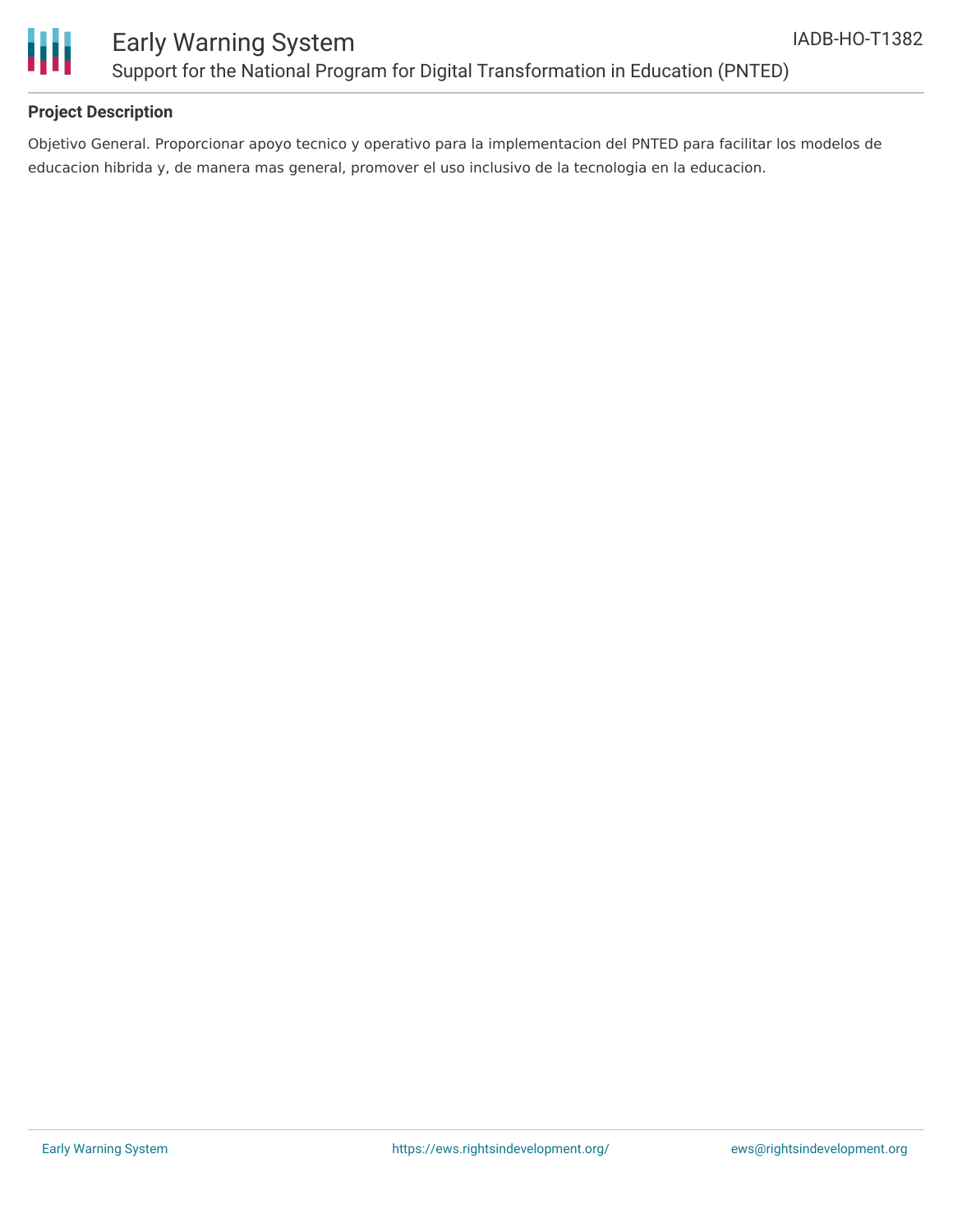## Project Description

Objetivo General. Proporcionar apoyo tecnico y operativo para la implementacion del PNTED para facilitar los modelos de educacion hibrida y, de manera mas general, promover el uso inclusivo de la tecnologia en la educacion.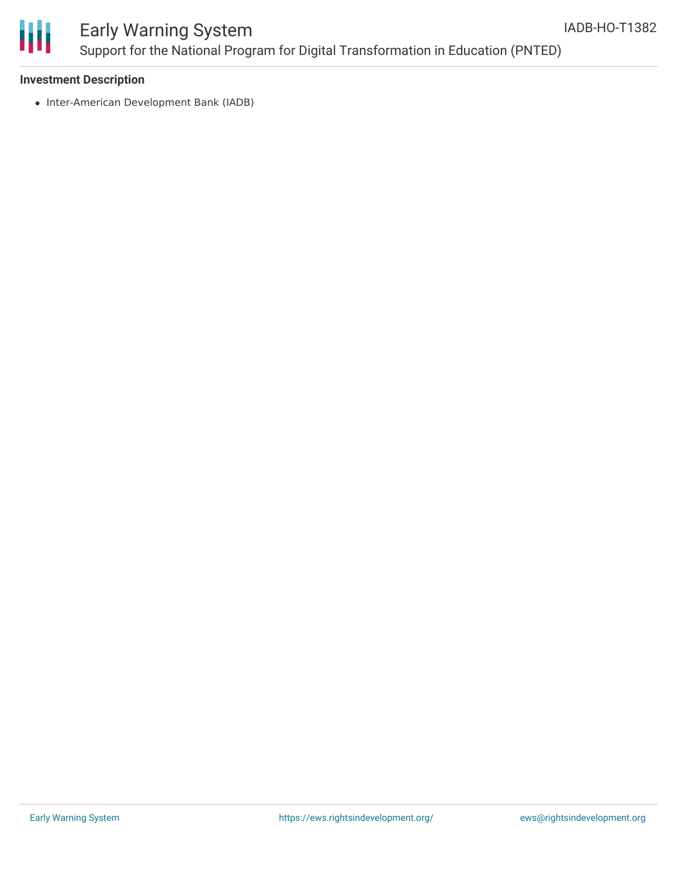**Investment Description**

- Inter-American Development Bank (IADB)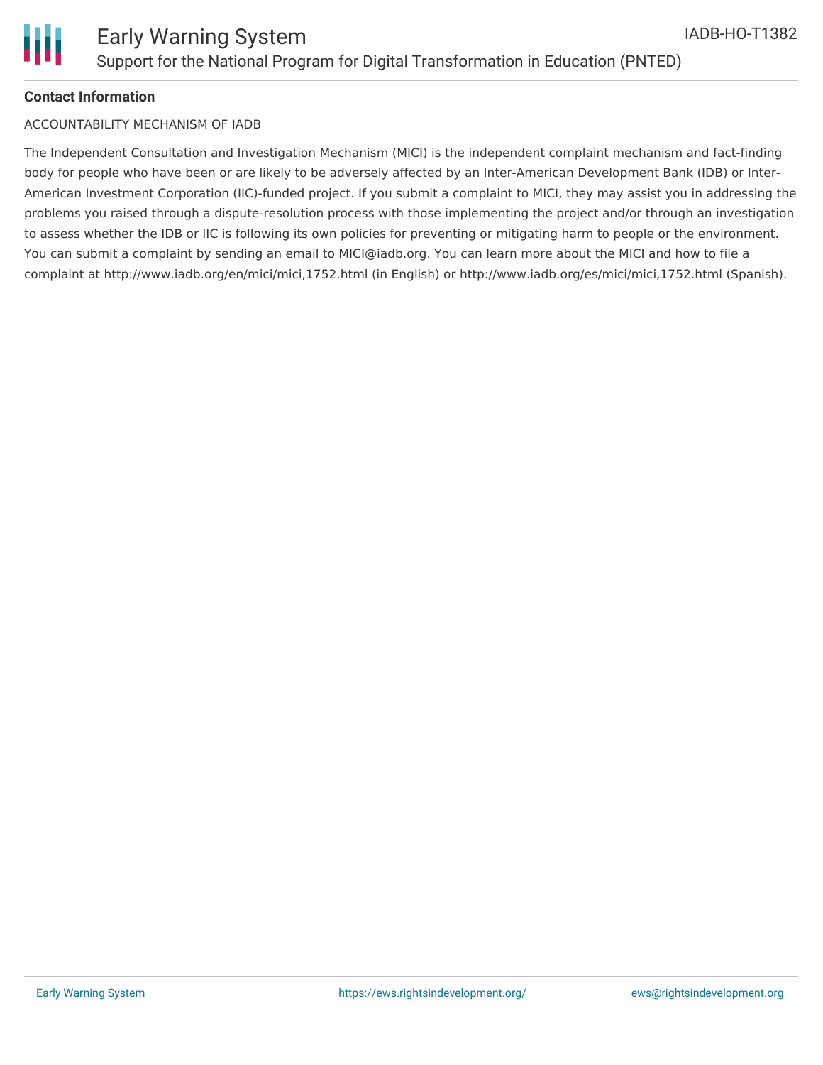**Contact Information**

ACCOUNTABILITY MECHANISM OF IADB

The Independent Consultation and Investigation Mechanism (MICI) is the independent complaint mechanism and fact-finding body for people who have been or are likely to be adversely affected by an Inter-American Development Bank (IDB) or Inter-American Investment Corporation (IIC)-funded project. If you submit a complaint to MICI, they may assist you in addressing the problems you raised through a dispute-resolution process with those implementing the project and/or through an investigation to assess whether the IDB or IIC is following its own policies for preventing or mitigating harm to people or the environment. You can submit a complaint by sending an email to MICI@iadb.org. You can learn more about the MICI and how to file a complaint at http://www.iadb.org/en/mici/mici,1752.html (in English) or http://www.iadb.org/es/mici/mici,1752.html (Spanish).